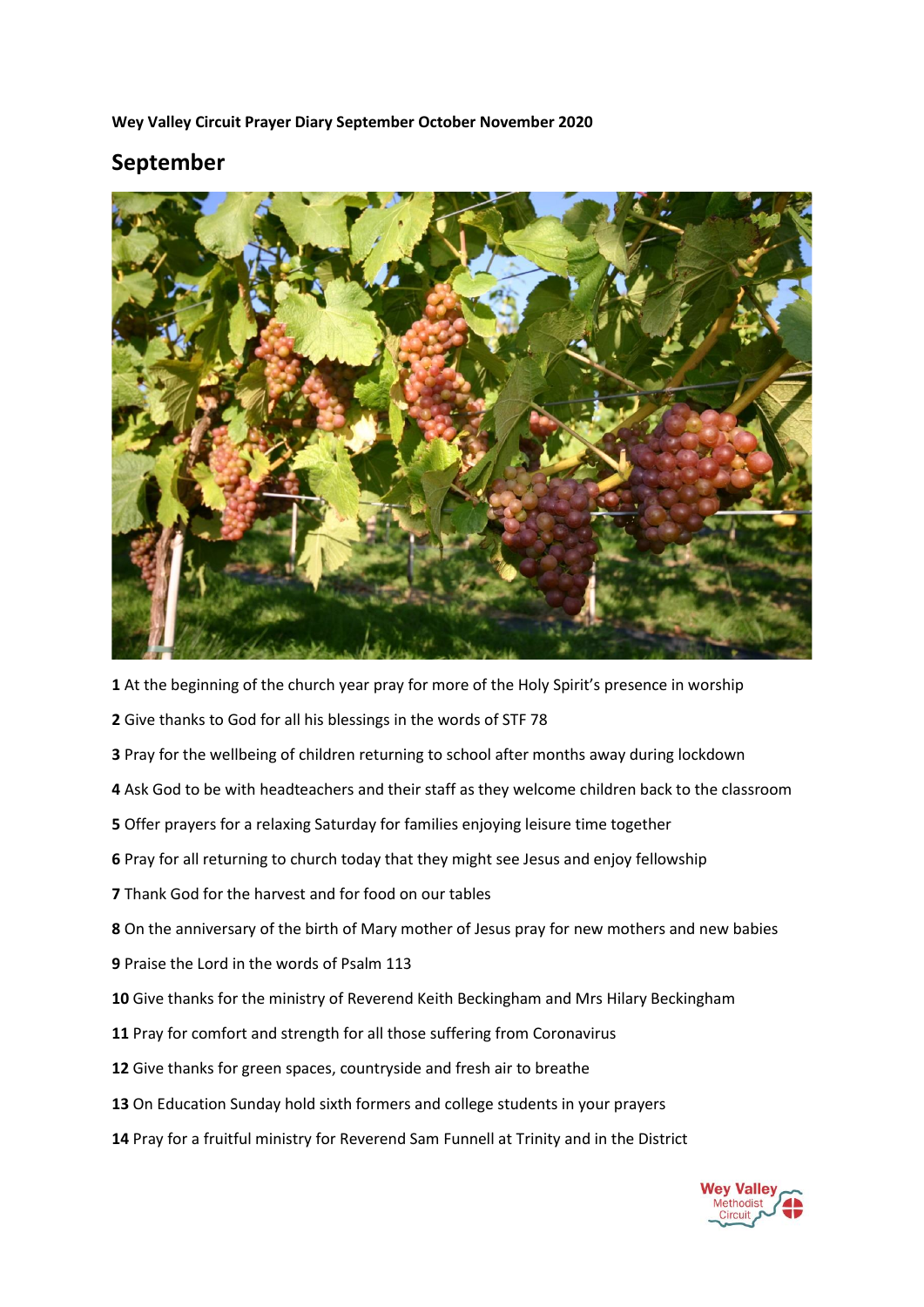**Wey Valley Circuit Prayer Diary September October November 2020**

## September

**1** At the beginning of the church year pray for more of the Holy Spirit's presence in worship

**2** Give thanks to God for all his blessings in the words of STF 78

**3** Pray for the wellbeing of children returning to school after months away during lockdown

**4** Ask God to be with headteachers and their staff as they welcome children back to the classroom

**5** Offer prayers for a relaxing Saturday for families enjoying leisure time together

**6** Pray for all returning to church today that they might see Jesus and enjoy fellowship

**7** Thank God for the harvest and for food on our tables

**8** On the anniversary of the birth of Mary mother of Jesus pray for new mothers and new babies

**9** Praise the Lord in the words of Psalm 113

**10** Give thanks for the ministry of Reverend Keith Beckingham and Mrs Hilary Beckingham

**11** Pray for comfort and strength for all those suffering from Coronavirus

**12** Give thanks for green spaces, countryside and fresh air to breathe

**13** On Education Sunday hold sixth formers and college students in your prayers

**14** Pray for a fruitful ministry for Reverend Sam Funnell at Trinity and in the District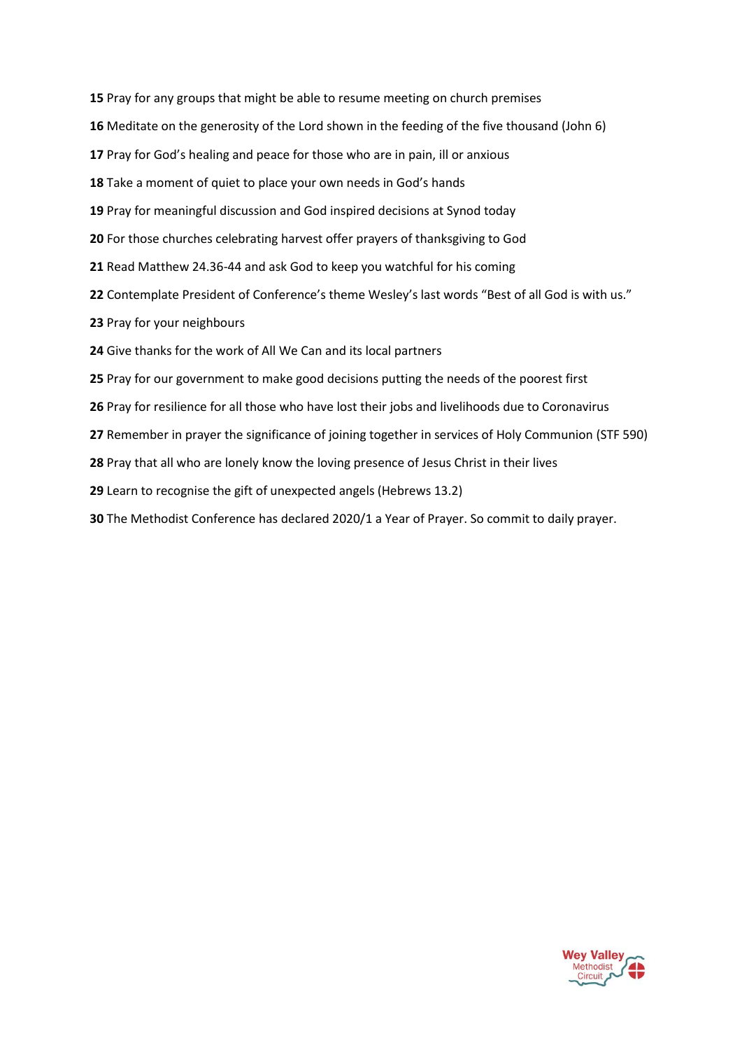**15** Pray for any groups that might be able to resume meeting on church premises

**16** Meditate on the generosity of the Lord shown in the feeding of the five thousand (John 6)

**17** Pray for God's healing and peace for those who are in pain, ill or anxious

**18** Take a moment of quiet to place your own needs in God's hands

**19** Pray for meaningful discussion and God inspired decisions at Synod today

**20** For those churches celebrating harvest offer prayers of thanksgiving to God

**21** Read Matthew 24.36-44 and ask God to keep you watchful for his coming

**22** Contemplate President of Conference's theme Wesley's last words "Best of all God is with us."

**23** Pray for your neighbours

**24** Give thanks for the work of All We Can and its local partners

**25** Pray for our government to make good decisions putting the needs of the poorest first

**26** Pray for resilience for all those who have lost their jobs and livelihoods due to Coronavirus

**27** Remember in prayer the significance of joining together in services of Holy Communion (STF 590)

**28** Pray that all who are lonely know the loving presence of Jesus Christ in their lives

**29** Learn to recognise the gift of unexpected angels (Hebrews 13.2)

**30** The Methodist Conference has declared 2020/1 a Year of Prayer. So commit to daily prayer.

Wey Valley Methodist Circuit